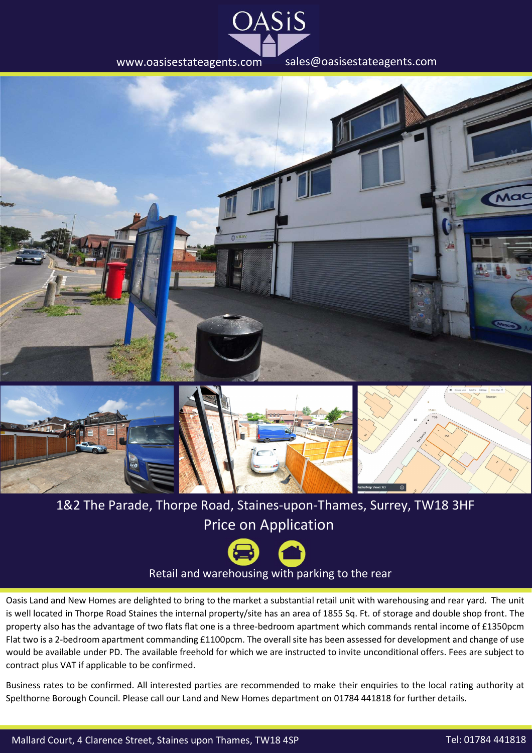OASiS

www.oasisestateagents.com sales@oasisestateagents.com

# 1&2 The Parade, Thorpe Road, Staines-upon-Thames, Surrey, TW18 3HF

## Price on Application

Retail and warehousing with parking to the rear

Oasis Land and New Homes are delighted to bring to the market a substantial retail unit with warehousing and rear yard. The unit is well located in Thorpe Road Staines the internal property/site has an area of 1855 Sq. Ft. of storage and double shop front. The property also has the advantage of two flats flat one is a three-bedroom apartment which commands rental income of £1350pcm Flat two is a 2-bedroom apartment commanding £1100pcm. The overall site has been assessed for development and change of use would be available under PD. The available freehold for which we are instructed to invite unconditional offers. Fees are subject to contract plus VAT if applicable to be confirmed.

Business rates to be confirmed. All interested parties are recommended to make their enquiries to the local rating authority at Spelthorne Borough Council. Please call our Land and New Homes department on 01784 441818 for further details.

Mallard Court, 4 Clarence Street, Staines upon Thames, TW18 4SP Tel: 01784 441818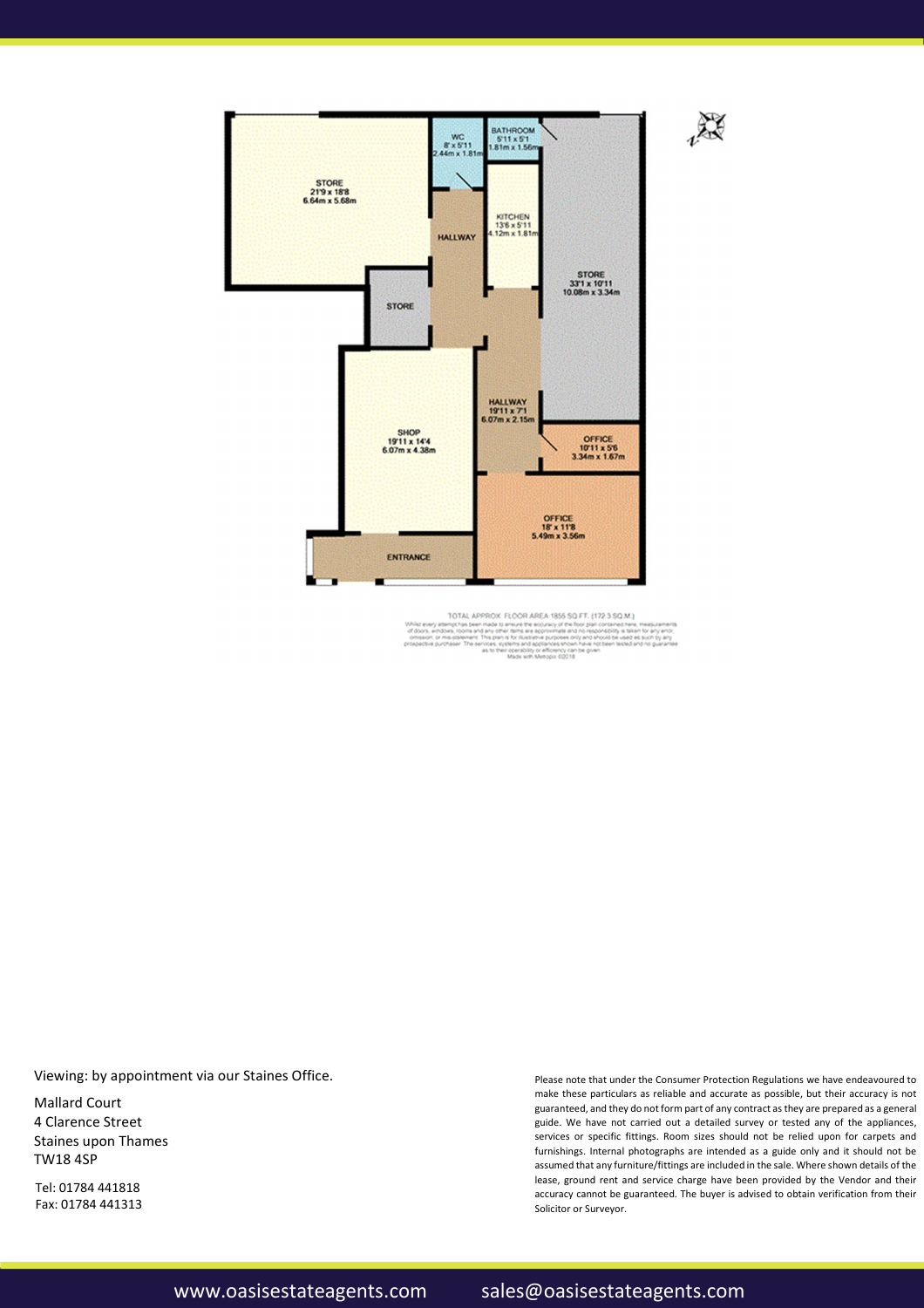STORE
21'9 x 18'8
6.64m x 5.68m

WC
8' x 5'11
2.44m x 1.81m

BATHROOM
5'11 x 5'1
1.81m x 1.56m

KITCHEN
13'6 x 5'11
4.12m x 1.81m

HALLWAY

STORE

STORE
33'1 x 10'11
10.08m x 3.34m

HALLWAY
19'11 x 7'1
6.07m x 2.15m

SHOP
19'11 x 14'4
6.07m x 4.38m

OFFICE
10'11 x 5'6
3.34m x 1.67m

OFFICE
18' x 11'8
5.49m x 3.56m

ENTRANCE

TOTAL APPROX. FLOOR AREA 1855 SQ.FT. (172.3 SQ.M.)

Whilst every attempt has been made to ensure the accuracy of the floor plan contained here, measurements of doors, windows, rooms and any other items are approximate and no responsibility is taken for any error, omission, or mis-statement. This plan is for illustrative purposes only and should be used as such by any prospective purchaser. The services, systems and appliances shown have not been tested and no guarantee as to their operability or efficiency can be given.
Made with Metropix ©2018

Viewing: by appointment via our Staines Office.

Mallard Court
4 Clarence Street
Staines upon Thames
TW18 4SP

Tel: 01784 441818
Fax: 01784 441313

Please note that under the Consumer Protection Regulations we have endeavoured to make these particulars as reliable and accurate as possible, but their accuracy is not guaranteed, and they do not form part of any contract as they are prepared as a general guide. We have not carried out a detailed survey or tested any of the appliances, services or specific fittings. Room sizes should not be relied upon for carpets and furnishings. Internal photographs are intended as a guide only and it should not be assumed that any furniture/fittings are included in the sale. Where shown details of the lease, ground rent and service charge have been provided by the Vendor and their accuracy cannot be guaranteed. The buyer is advised to obtain verification from their Solicitor or Surveyor.

www.oasisestateagents.com sales@oasisestateagents.com